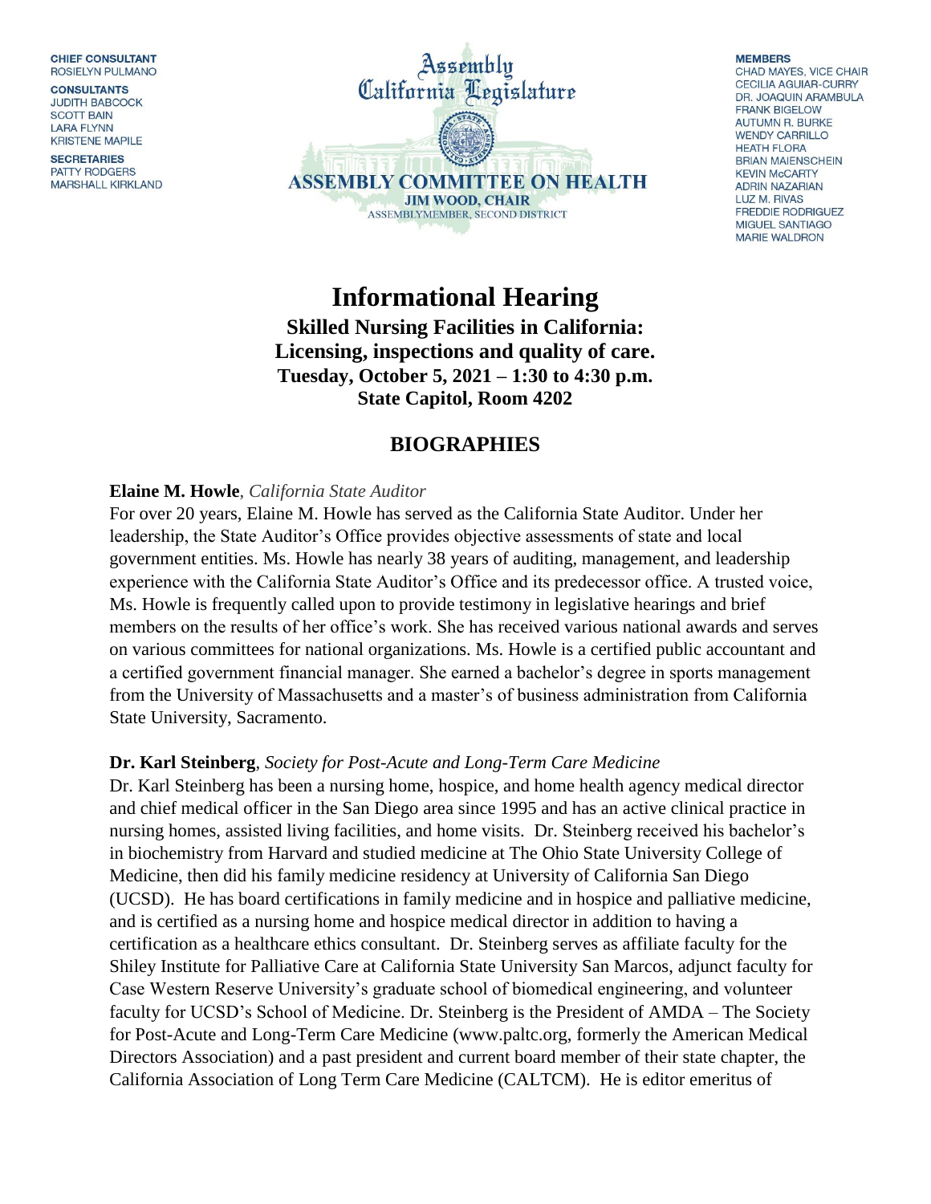**CHIEF CONSULTANT**
ROSIELYN PULMANO

**CONSULTANTS**
JUDITH BABCOCK
SCOTT BAIN
LARA FLYNN
KRISTENE MAPILE

**SECRETARIES**
PATTY RODGERS
MARSHALL KIRKLAND

Assembly
California Legislature

**ASSEMBLY COMMITTEE ON HEALTH**
**JIM WOOD, CHAIR**
ASSEMBLYMEMBER, SECOND DISTRICT

**MEMBERS**
CHAD MAYES, VICE CHAIR
CECILIA AGUIAR-CURRY
DR. JOAQUIN ARAMBULA
FRANK BIGELOW
AUTUMN R. BURKE
WENDY CARRILLO
HEATH FLORA
BRIAN MAIENSCHEIN
KEVIN McCARTY
ADRIN NAZARIAN
LUZ M. RIVAS
FREDDIE RODRIGUEZ
MIGUEL SANTIAGO
MARIE WALDRON

# Informational Hearing

**Skilled Nursing Facilities in California:**
**Licensing, inspections and quality of care.**
**Tuesday, October 5, 2021 – 1:30 to 4:30 p.m.**
**State Capitol, Room 4202**

## BIOGRAPHIES

**Elaine M. Howle**, *California State Auditor*
For over 20 years, Elaine M. Howle has served as the California State Auditor. Under her leadership, the State Auditor's Office provides objective assessments of state and local government entities. Ms. Howle has nearly 38 years of auditing, management, and leadership experience with the California State Auditor's Office and its predecessor office. A trusted voice, Ms. Howle is frequently called upon to provide testimony in legislative hearings and brief members on the results of her office's work. She has received various national awards and serves on various committees for national organizations. Ms. Howle is a certified public accountant and a certified government financial manager. She earned a bachelor's degree in sports management from the University of Massachusetts and a master's of business administration from California State University, Sacramento.

**Dr. Karl Steinberg**, *Society for Post-Acute and Long-Term Care Medicine*
Dr. Karl Steinberg has been a nursing home, hospice, and home health agency medical director and chief medical officer in the San Diego area since 1995 and has an active clinical practice in nursing homes, assisted living facilities, and home visits. Dr. Steinberg received his bachelor's in biochemistry from Harvard and studied medicine at The Ohio State University College of Medicine, then did his family medicine residency at University of California San Diego (UCSD). He has board certifications in family medicine and in hospice and palliative medicine, and is certified as a nursing home and hospice medical director in addition to having a certification as a healthcare ethics consultant. Dr. Steinberg serves as affiliate faculty for the Shiley Institute for Palliative Care at California State University San Marcos, adjunct faculty for Case Western Reserve University's graduate school of biomedical engineering, and volunteer faculty for UCSD's School of Medicine. Dr. Steinberg is the President of AMDA – The Society for Post-Acute and Long-Term Care Medicine (www.paltc.org, formerly the American Medical Directors Association) and a past president and current board member of their state chapter, the California Association of Long Term Care Medicine (CALTCM). He is editor emeritus of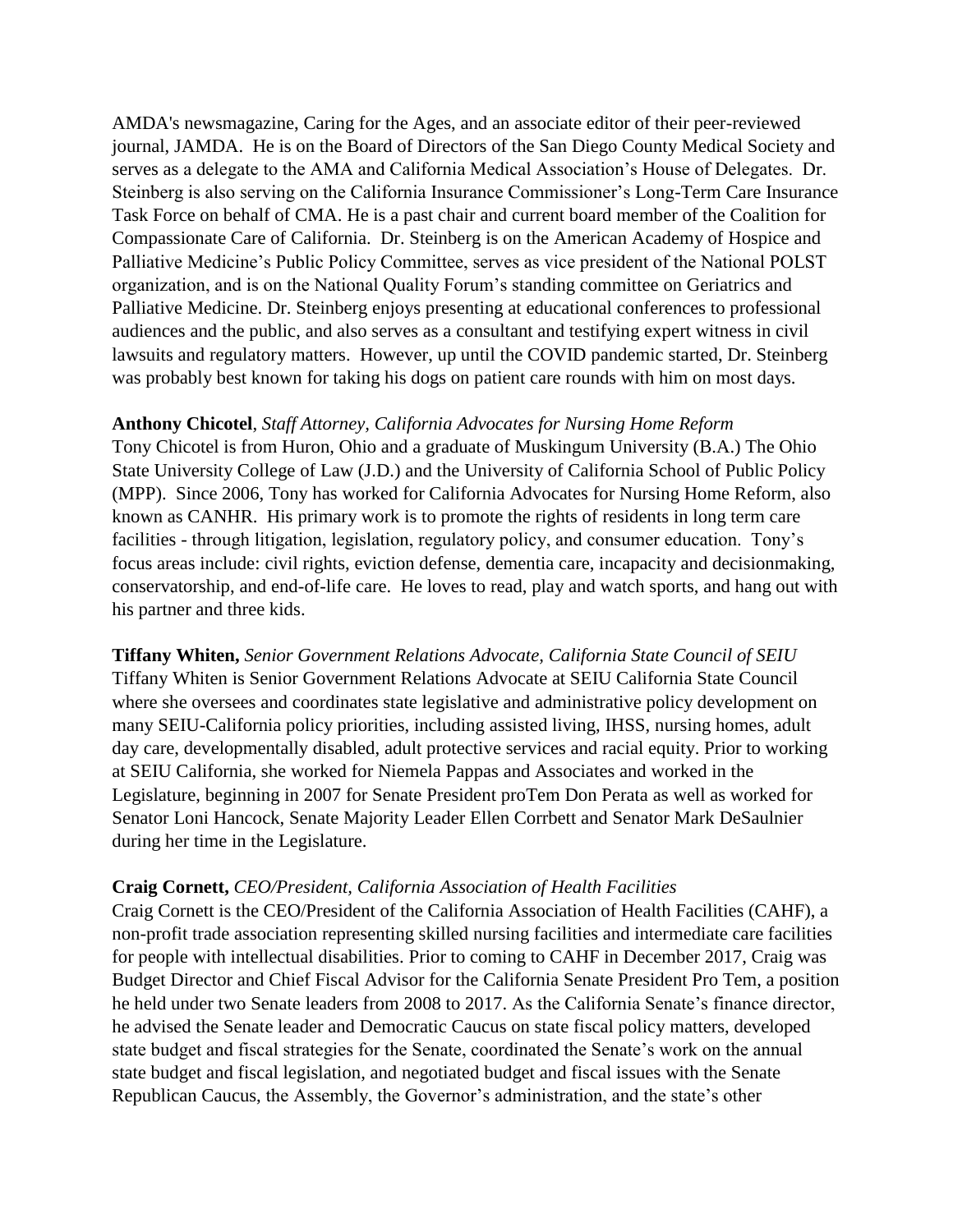AMDA's newsmagazine, Caring for the Ages, and an associate editor of their peer-reviewed journal, JAMDA. He is on the Board of Directors of the San Diego County Medical Society and serves as a delegate to the AMA and California Medical Association's House of Delegates. Dr. Steinberg is also serving on the California Insurance Commissioner's Long-Term Care Insurance Task Force on behalf of CMA. He is a past chair and current board member of the Coalition for Compassionate Care of California. Dr. Steinberg is on the American Academy of Hospice and Palliative Medicine's Public Policy Committee, serves as vice president of the National POLST organization, and is on the National Quality Forum's standing committee on Geriatrics and Palliative Medicine. Dr. Steinberg enjoys presenting at educational conferences to professional audiences and the public, and also serves as a consultant and testifying expert witness in civil lawsuits and regulatory matters. However, up until the COVID pandemic started, Dr. Steinberg was probably best known for taking his dogs on patient care rounds with him on most days.

**Anthony Chicotel**, *Staff Attorney, California Advocates for Nursing Home Reform*
Tony Chicotel is from Huron, Ohio and a graduate of Muskingum University (B.A.) The Ohio State University College of Law (J.D.) and the University of California School of Public Policy (MPP). Since 2006, Tony has worked for California Advocates for Nursing Home Reform, also known as CANHR. His primary work is to promote the rights of residents in long term care facilities - through litigation, legislation, regulatory policy, and consumer education. Tony's focus areas include: civil rights, eviction defense, dementia care, incapacity and decisionmaking, conservatorship, and end-of-life care. He loves to read, play and watch sports, and hang out with his partner and three kids.

**Tiffany Whiten,** *Senior Government Relations Advocate, California State Council of SEIU*
Tiffany Whiten is Senior Government Relations Advocate at SEIU California State Council where she oversees and coordinates state legislative and administrative policy development on many SEIU-California policy priorities, including assisted living, IHSS, nursing homes, adult day care, developmentally disabled, adult protective services and racial equity. Prior to working at SEIU California, she worked for Niemela Pappas and Associates and worked in the Legislature, beginning in 2007 for Senate President proTem Don Perata as well as worked for Senator Loni Hancock, Senate Majority Leader Ellen Corrbett and Senator Mark DeSaulnier during her time in the Legislature.

**Craig Cornett,** *CEO/President, California Association of Health Facilities*
Craig Cornett is the CEO/President of the California Association of Health Facilities (CAHF), a non-profit trade association representing skilled nursing facilities and intermediate care facilities for people with intellectual disabilities. Prior to coming to CAHF in December 2017, Craig was Budget Director and Chief Fiscal Advisor for the California Senate President Pro Tem, a position he held under two Senate leaders from 2008 to 2017. As the California Senate's finance director, he advised the Senate leader and Democratic Caucus on state fiscal policy matters, developed state budget and fiscal strategies for the Senate, coordinated the Senate's work on the annual state budget and fiscal legislation, and negotiated budget and fiscal issues with the Senate Republican Caucus, the Assembly, the Governor's administration, and the state's other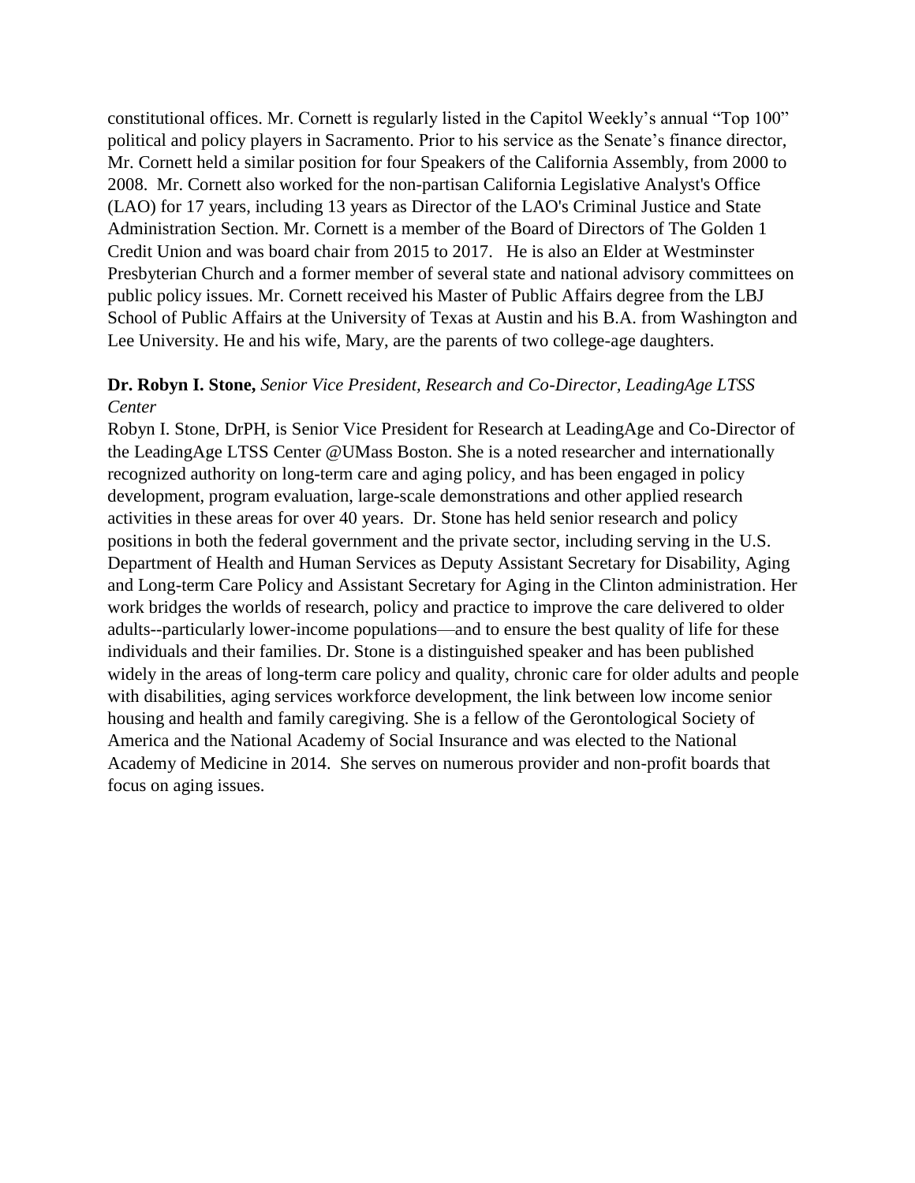constitutional offices. Mr. Cornett is regularly listed in the Capitol Weekly's annual "Top 100" political and policy players in Sacramento. Prior to his service as the Senate's finance director, Mr. Cornett held a similar position for four Speakers of the California Assembly, from 2000 to 2008. Mr. Cornett also worked for the non-partisan California Legislative Analyst's Office (LAO) for 17 years, including 13 years as Director of the LAO's Criminal Justice and State Administration Section. Mr. Cornett is a member of the Board of Directors of The Golden 1 Credit Union and was board chair from 2015 to 2017. He is also an Elder at Westminster Presbyterian Church and a former member of several state and national advisory committees on public policy issues. Mr. Cornett received his Master of Public Affairs degree from the LBJ School of Public Affairs at the University of Texas at Austin and his B.A. from Washington and Lee University. He and his wife, Mary, are the parents of two college-age daughters.

**Dr. Robyn I. Stone,** *Senior Vice President, Research and Co-Director, LeadingAge LTSS Center*

Robyn I. Stone, DrPH, is Senior Vice President for Research at LeadingAge and Co-Director of the LeadingAge LTSS Center @UMass Boston. She is a noted researcher and internationally recognized authority on long-term care and aging policy, and has been engaged in policy development, program evaluation, large-scale demonstrations and other applied research activities in these areas for over 40 years. Dr. Stone has held senior research and policy positions in both the federal government and the private sector, including serving in the U.S. Department of Health and Human Services as Deputy Assistant Secretary for Disability, Aging and Long-term Care Policy and Assistant Secretary for Aging in the Clinton administration. Her work bridges the worlds of research, policy and practice to improve the care delivered to older adults--particularly lower-income populations—and to ensure the best quality of life for these individuals and their families. Dr. Stone is a distinguished speaker and has been published widely in the areas of long-term care policy and quality, chronic care for older adults and people with disabilities, aging services workforce development, the link between low income senior housing and health and family caregiving. She is a fellow of the Gerontological Society of America and the National Academy of Social Insurance and was elected to the National Academy of Medicine in 2014. She serves on numerous provider and non-profit boards that focus on aging issues.